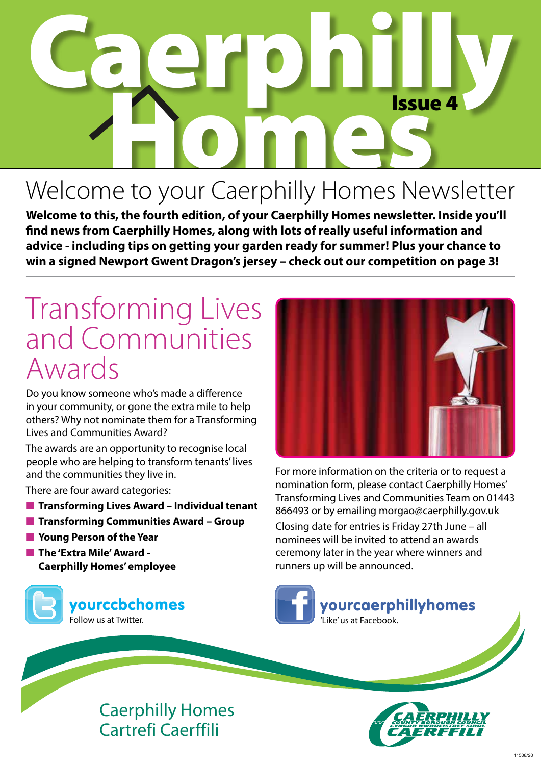# Caerphilly Homes

Issue 4

## Welcome to your Caerphilly Homes Newsletter

**Welcome to this, the fourth edition, of your Caerphilly Homes newsletter. Inside you'll find news from Caerphilly Homes, along with lots of really useful information and advice - including tips on getting your garden ready for summer! Plus your chance to win a signed Newport Gwent Dragon's jersey – check out our competition on page 3!**

## Transforming Lives and Communities Awards

Do you know someone who's made a difference in your community, or gone the extra mile to help others? Why not nominate them for a Transforming Lives and Communities Award?

The awards are an opportunity to recognise local people who are helping to transform tenants' lives and the communities they live in.

There are four award categories:

- **Transforming Lives Award – Individual tenant**
- **Transforming Communities Award – Group**
- **Young Person of the Year**
- **The 'Extra Mile' Award - Caerphilly Homes' employee**

For more information on the criteria or to request a nomination form, please contact Caerphilly Homes' Transforming Lives and Communities Team on 01443 866493 or by emailing morgao@caerphilly.gov.uk

Closing date for entries is Friday 27th June – all nominees will be invited to attend an awards ceremony later in the year where winners and runners up will be announced.

**yourccbchomes**
Follow us at Twitter.

**yourcaerphillyhomes**
'Like' us at Facebook.

Caerphilly Homes
Cartrefi Caerffili

CAERPHILLY COUNTY BOROUGH COUNCIL
CYNGOR BWRDEISTREF SIROL CAERFFILI

11508/20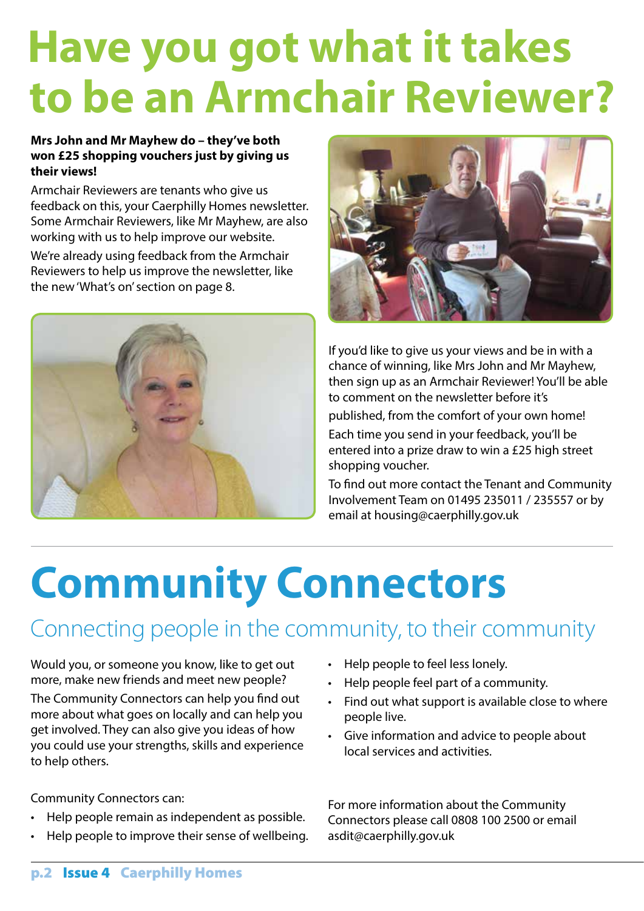# Have you got what it takes to be an Armchair Reviewer?

**Mrs John and Mr Mayhew do – they've both won £25 shopping vouchers just by giving us their views!**

Armchair Reviewers are tenants who give us feedback on this, your Caerphilly Homes newsletter. Some Armchair Reviewers, like Mr Mayhew, are also working with us to help improve our website.

We're already using feedback from the Armchair Reviewers to help us improve the newsletter, like the new 'What's on' section on page 8.

If you'd like to give us your views and be in with a chance of winning, like Mrs John and Mr Mayhew, then sign up as an Armchair Reviewer! You'll be able to comment on the newsletter before it's published, from the comfort of your own home!

Each time you send in your feedback, you'll be entered into a prize draw to win a £25 high street shopping voucher.

To find out more contact the Tenant and Community Involvement Team on 01495 235011 / 235557 or by email at housing@caerphilly.gov.uk

# Community Connectors

## Connecting people in the community, to their community

Would you, or someone you know, like to get out more, make new friends and meet new people?

The Community Connectors can help you find out more about what goes on locally and can help you get involved. They can also give you ideas of how you could use your strengths, skills and experience to help others.

Community Connectors can:

- Help people remain as independent as possible.
- Help people to improve their sense of wellbeing.
- Help people to feel less lonely.
- Help people feel part of a community.
- Find out what support is available close to where people live.
- Give information and advice to people about local services and activities.

For more information about the Community Connectors please call 0808 100 2500 or email asdit@caerphilly.gov.uk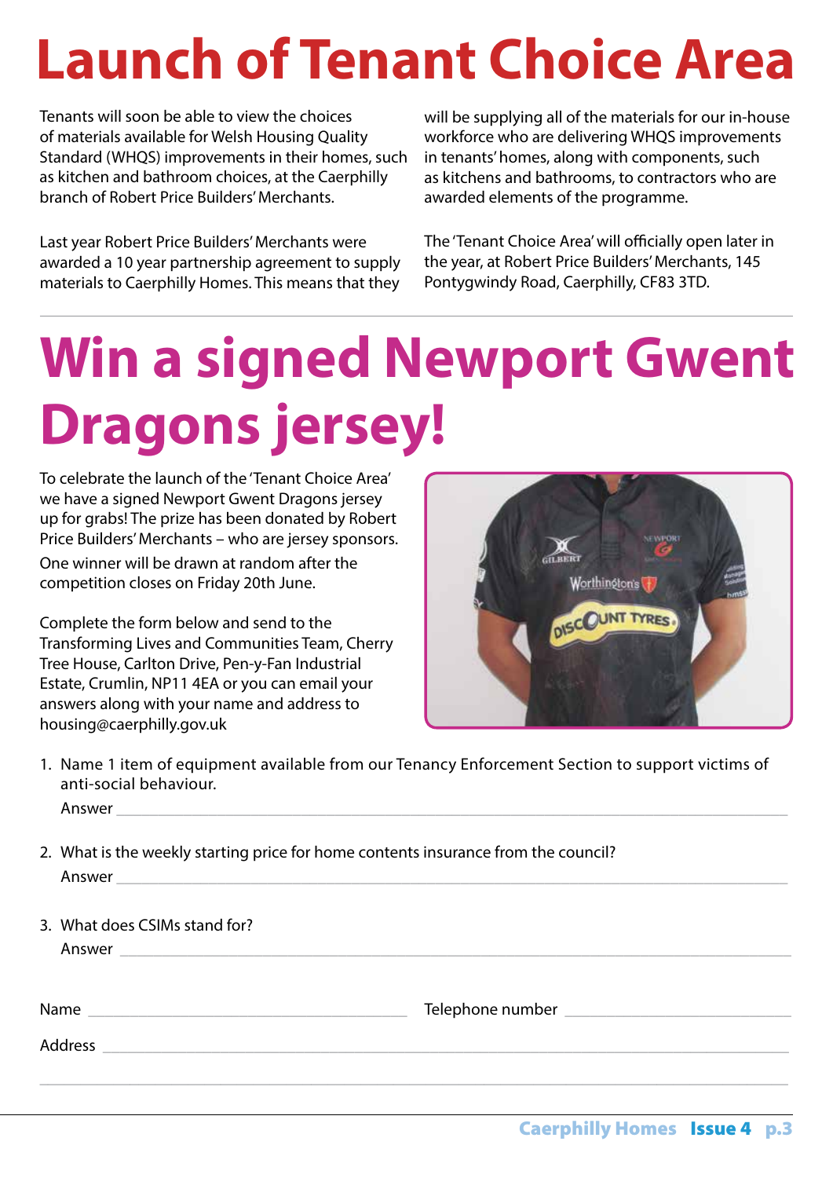# Launch of Tenant Choice Area

Tenants will soon be able to view the choices of materials available for Welsh Housing Quality Standard (WHQS) improvements in their homes, such as kitchen and bathroom choices, at the Caerphilly branch of Robert Price Builders' Merchants.

Last year Robert Price Builders' Merchants were awarded a 10 year partnership agreement to supply materials to Caerphilly Homes. This means that they will be supplying all of the materials for our in-house workforce who are delivering WHQS improvements in tenants' homes, along with components, such as kitchens and bathrooms, to contractors who are awarded elements of the programme.

The 'Tenant Choice Area' will officially open later in the year, at Robert Price Builders' Merchants, 145 Pontygwindy Road, Caerphilly, CF83 3TD.

# Win a signed Newport Gwent Dragons jersey!

To celebrate the launch of the 'Tenant Choice Area' we have a signed Newport Gwent Dragons jersey up for grabs! The prize has been donated by Robert Price Builders' Merchants – who are jersey sponsors.

One winner will be drawn at random after the competition closes on Friday 20th June.

Complete the form below and send to the Transforming Lives and Communities Team, Cherry Tree House, Carlton Drive, Pen-y-Fan Industrial Estate, Crumlin, NP11 4EA or you can email your answers along with your name and address to housing@caerphilly.gov.uk

1. Name 1 item of equipment available from our Tenancy Enforcement Section to support victims of anti-social behaviour.

   Answer ______________________________

2. What is the weekly starting price for home contents insurance from the council?

   Answer ______________________________

3. What does CSIMs stand for?

   Answer ______________________________

Name ______________________________ Telephone number ______________________________

Address ______________________________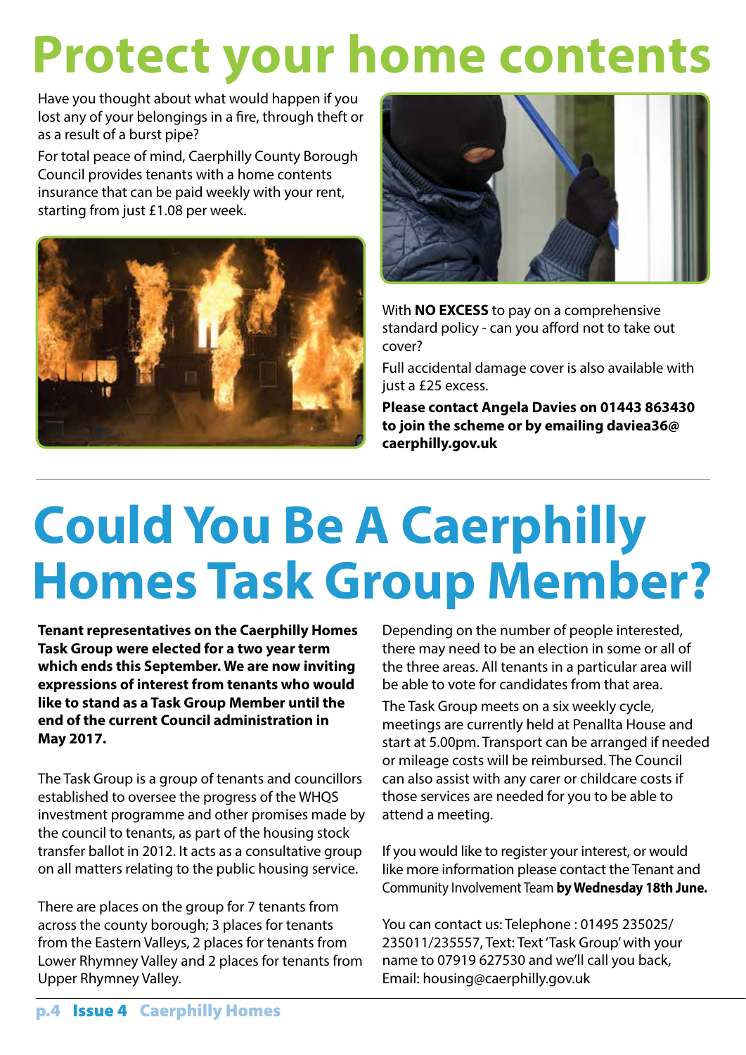# Protect your home contents

Have you thought about what would happen if you lost any of your belongings in a fire, through theft or as a result of a burst pipe?

For total peace of mind, Caerphilly County Borough Council provides tenants with a home contents insurance that can be paid weekly with your rent, starting from just £1.08 per week.

With **NO EXCESS** to pay on a comprehensive standard policy - can you afford not to take out cover?

Full accidental damage cover is also available with just a £25 excess.

**Please contact Angela Davies on 01443 863430 to join the scheme or by emailing daviea36@caerphilly.gov.uk**

# Could You Be A Caerphilly Homes Task Group Member?

**Tenant representatives on the Caerphilly Homes Task Group were elected for a two year term which ends this September. We are now inviting expressions of interest from tenants who would like to stand as a Task Group Member until the end of the current Council administration in May 2017.**

The Task Group is a group of tenants and councillors established to oversee the progress of the WHQS investment programme and other promises made by the council to tenants, as part of the housing stock transfer ballot in 2012. It acts as a consultative group on all matters relating to the public housing service.

There are places on the group for 7 tenants from across the county borough; 3 places for tenants from the Eastern Valleys, 2 places for tenants from Lower Rhymney Valley and 2 places for tenants from Upper Rhymney Valley.

Depending on the number of people interested, there may need to be an election in some or all of the three areas. All tenants in a particular area will be able to vote for candidates from that area.

The Task Group meets on a six weekly cycle, meetings are currently held at Penallta House and start at 5.00pm. Transport can be arranged if needed or mileage costs will be reimbursed. The Council can also assist with any carer or childcare costs if those services are needed for you to be able to attend a meeting.

If you would like to register your interest, or would like more information please contact the Tenant and Community Involvement Team **by Wednesday 18th June.**

You can contact us: Telephone : 01495 235025/235011/235557, Text: Text 'Task Group' with your name to 07919 627530 and we'll call you back, Email: housing@caerphilly.gov.uk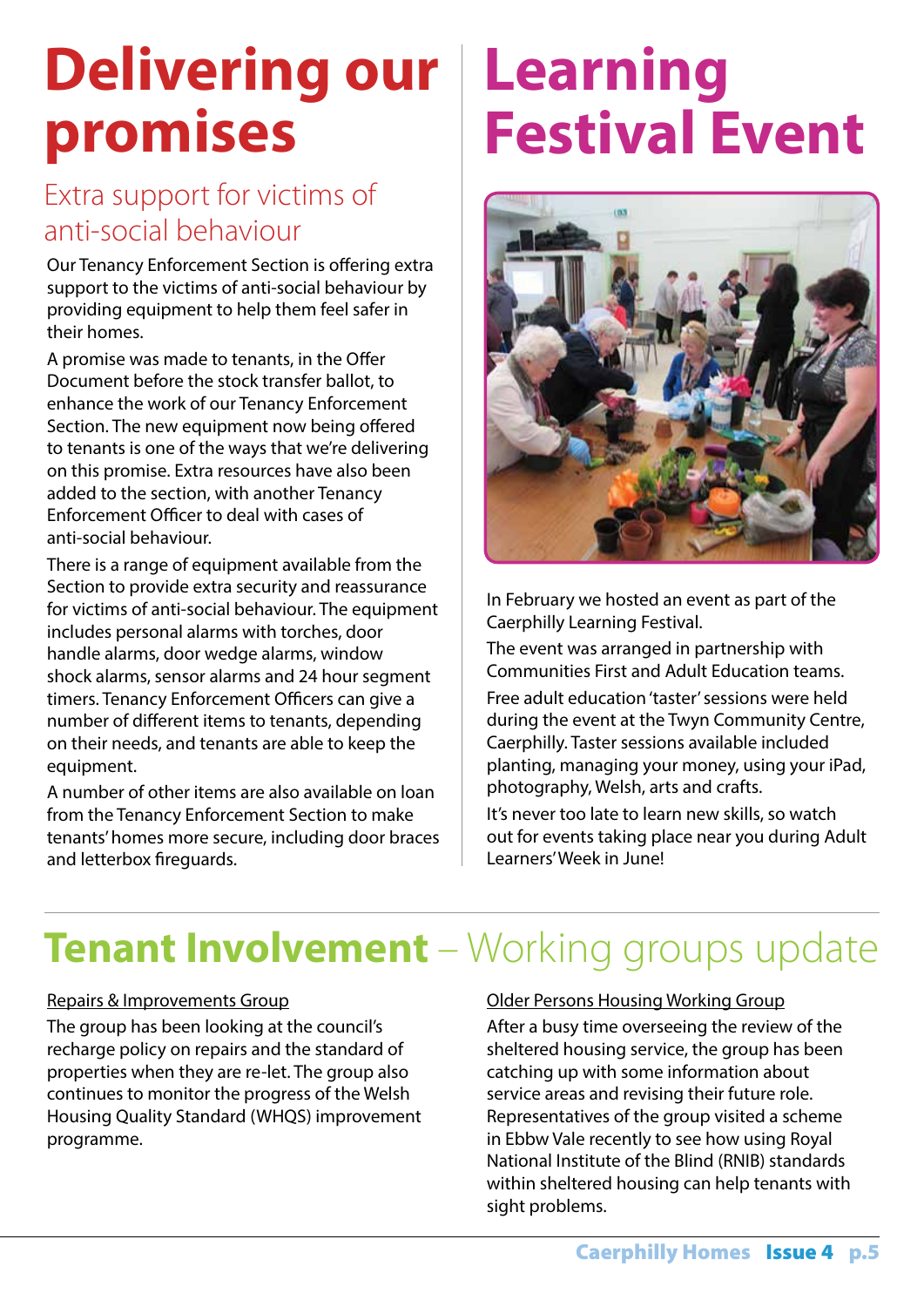# Delivering our promises

## Extra support for victims of anti-social behaviour

Our Tenancy Enforcement Section is offering extra support to the victims of anti-social behaviour by providing equipment to help them feel safer in their homes.

A promise was made to tenants, in the Offer Document before the stock transfer ballot, to enhance the work of our Tenancy Enforcement Section. The new equipment now being offered to tenants is one of the ways that we're delivering on this promise. Extra resources have also been added to the section, with another Tenancy Enforcement Officer to deal with cases of anti-social behaviour.

There is a range of equipment available from the Section to provide extra security and reassurance for victims of anti-social behaviour. The equipment includes personal alarms with torches, door handle alarms, door wedge alarms, window shock alarms, sensor alarms and 24 hour segment timers. Tenancy Enforcement Officers can give a number of different items to tenants, depending on their needs, and tenants are able to keep the equipment.

A number of other items are also available on loan from the Tenancy Enforcement Section to make tenants' homes more secure, including door braces and letterbox fireguards.

# Learning Festival Event

In February we hosted an event as part of the Caerphilly Learning Festival.

The event was arranged in partnership with Communities First and Adult Education teams.

Free adult education 'taster' sessions were held during the event at the Twyn Community Centre, Caerphilly. Taster sessions available included planting, managing your money, using your iPad, photography, Welsh, arts and crafts.

It's never too late to learn new skills, so watch out for events taking place near you during Adult Learners' Week in June!

# Tenant Involvement – Working groups update

Repairs & Improvements Group

The group has been looking at the council's recharge policy on repairs and the standard of properties when they are re-let. The group also continues to monitor the progress of the Welsh Housing Quality Standard (WHQS) improvement programme.

Older Persons Housing Working Group

After a busy time overseeing the review of the sheltered housing service, the group has been catching up with some information about service areas and revising their future role. Representatives of the group visited a scheme in Ebbw Vale recently to see how using Royal National Institute of the Blind (RNIB) standards within sheltered housing can help tenants with sight problems.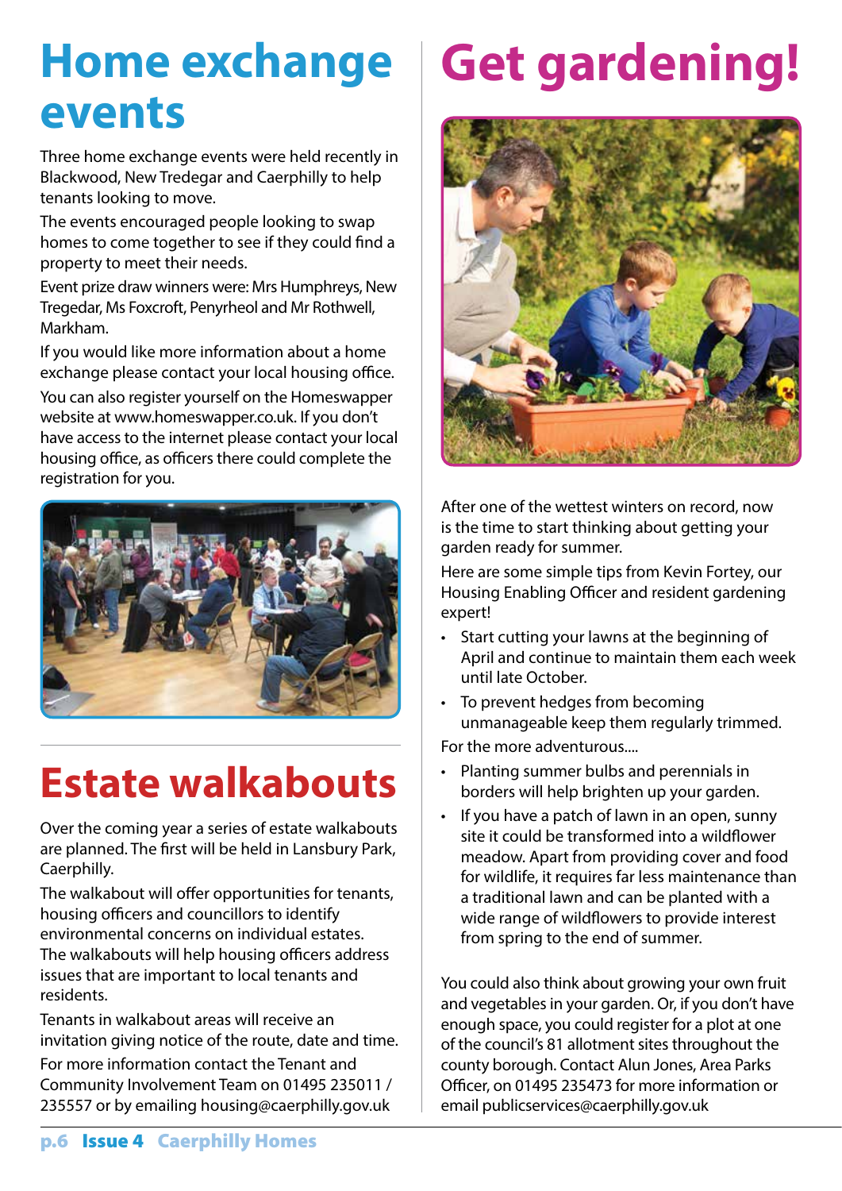# Home exchange events

Three home exchange events were held recently in Blackwood, New Tredegar and Caerphilly to help tenants looking to move.

The events encouraged people looking to swap homes to come together to see if they could find a property to meet their needs.

Event prize draw winners were: Mrs Humphreys, New Tregedar, Ms Foxcroft, Penyrheol and Mr Rothwell, Markham.

If you would like more information about a home exchange please contact your local housing office.

You can also register yourself on the Homeswapper website at www.homeswapper.co.uk. If you don't have access to the internet please contact your local housing office, as officers there could complete the registration for you.

# Estate walkabouts

Over the coming year a series of estate walkabouts are planned. The first will be held in Lansbury Park, Caerphilly.

The walkabout will offer opportunities for tenants, housing officers and councillors to identify environmental concerns on individual estates. The walkabouts will help housing officers address issues that are important to local tenants and residents.

Tenants in walkabout areas will receive an invitation giving notice of the route, date and time.

For more information contact the Tenant and Community Involvement Team on 01495 235011 / 235557 or by emailing housing@caerphilly.gov.uk

# Get gardening!

After one of the wettest winters on record, now is the time to start thinking about getting your garden ready for summer.

Here are some simple tips from Kevin Fortey, our Housing Enabling Officer and resident gardening expert!

- Start cutting your lawns at the beginning of April and continue to maintain them each week until late October.
- To prevent hedges from becoming unmanageable keep them regularly trimmed.

For the more adventurous....

- Planting summer bulbs and perennials in borders will help brighten up your garden.
- If you have a patch of lawn in an open, sunny site it could be transformed into a wildflower meadow. Apart from providing cover and food for wildlife, it requires far less maintenance than a traditional lawn and can be planted with a wide range of wildflowers to provide interest from spring to the end of summer.

You could also think about growing your own fruit and vegetables in your garden. Or, if you don't have enough space, you could register for a plot at one of the council's 81 allotment sites throughout the county borough. Contact Alun Jones, Area Parks Officer, on 01495 235473 for more information or email publicservices@caerphilly.gov.uk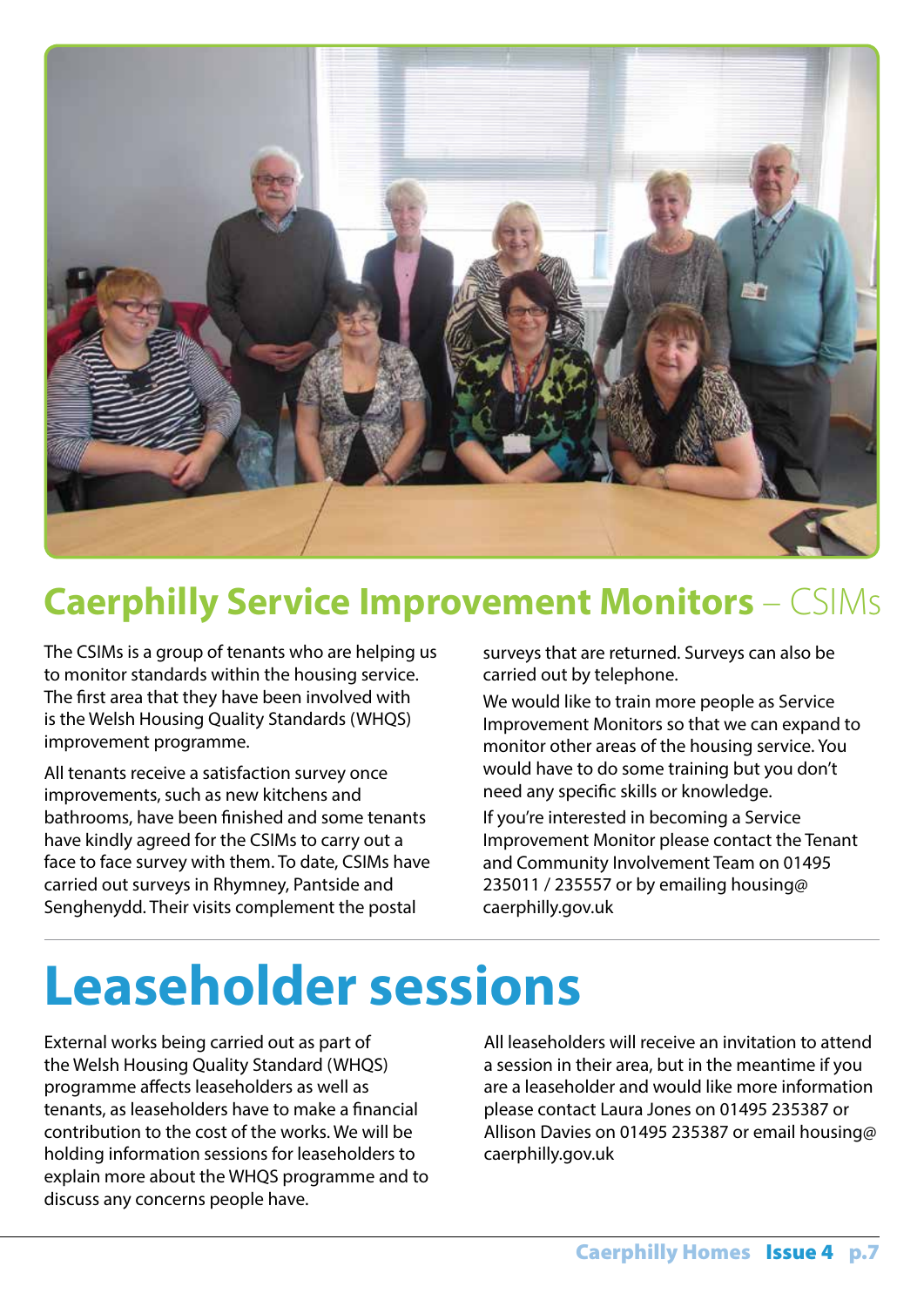## Caerphilly Service Improvement Monitors – CSIMs

The CSIMs is a group of tenants who are helping us to monitor standards within the housing service. The first area that they have been involved with is the Welsh Housing Quality Standards (WHQS) improvement programme.

All tenants receive a satisfaction survey once improvements, such as new kitchens and bathrooms, have been finished and some tenants have kindly agreed for the CSIMs to carry out a face to face survey with them. To date, CSIMs have carried out surveys in Rhymney, Pantside and Senghenydd. Their visits complement the postal surveys that are returned. Surveys can also be carried out by telephone.

We would like to train more people as Service Improvement Monitors so that we can expand to monitor other areas of the housing service. You would have to do some training but you don't need any specific skills or knowledge.

If you're interested in becoming a Service Improvement Monitor please contact the Tenant and Community Involvement Team on 01495 235011 / 235557 or by emailing housing@caerphilly.gov.uk

# Leaseholder sessions

External works being carried out as part of the Welsh Housing Quality Standard (WHQS) programme affects leaseholders as well as tenants, as leaseholders have to make a financial contribution to the cost of the works. We will be holding information sessions for leaseholders to explain more about the WHQS programme and to discuss any concerns people have.

All leaseholders will receive an invitation to attend a session in their area, but in the meantime if you are a leaseholder and would like more information please contact Laura Jones on 01495 235387 or Allison Davies on 01495 235387 or email housing@caerphilly.gov.uk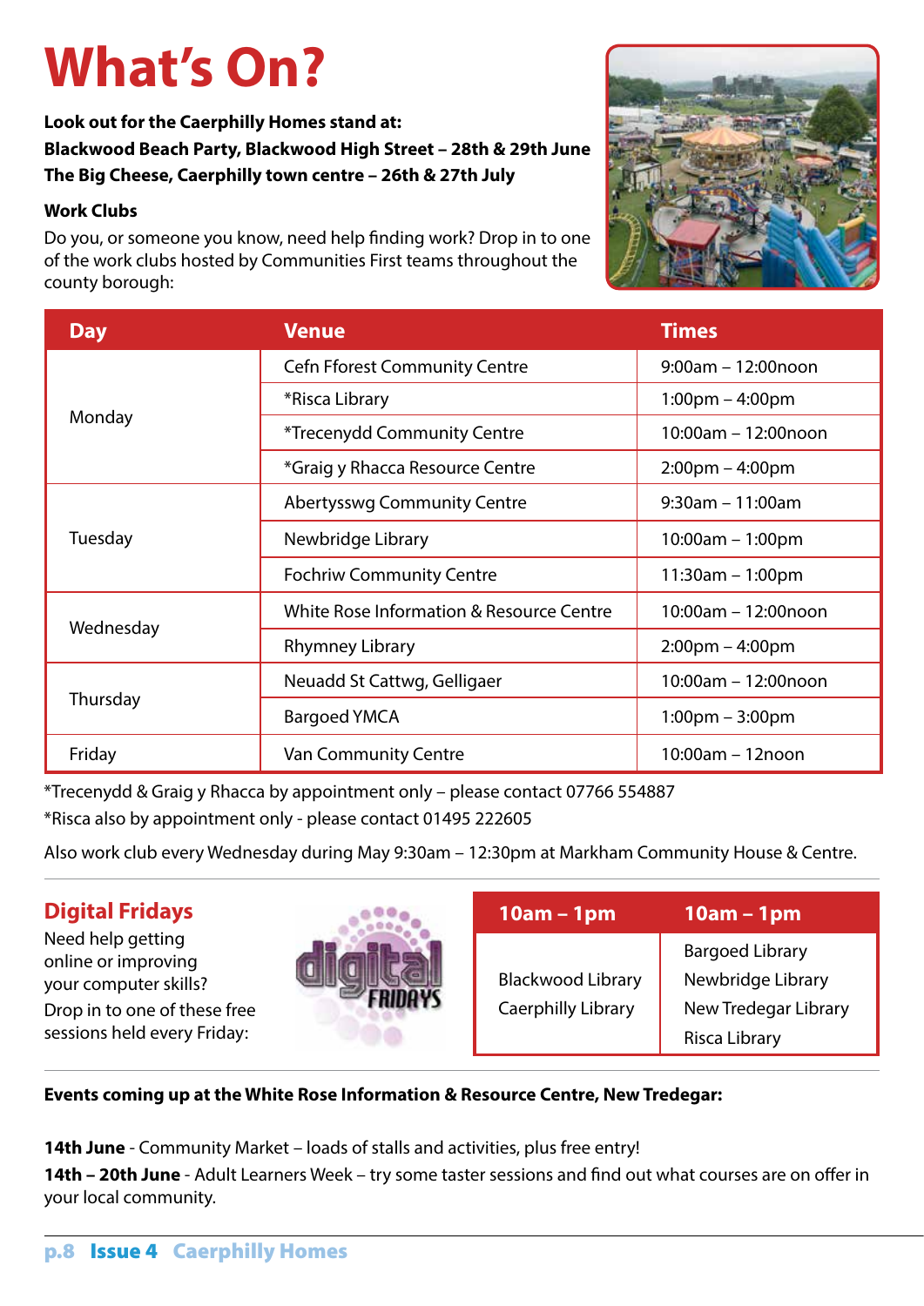# What's On?

**Look out for the Caerphilly Homes stand at:**
**Blackwood Beach Party, Blackwood High Street – 28th & 29th June**
**The Big Cheese, Caerphilly town centre – 26th & 27th July**

**Work Clubs**

Do you, or someone you know, need help finding work? Drop in to one of the work clubs hosted by Communities First teams throughout the county borough:

| Day | Venue | Times |
|---|---|---|
| Monday | Cefn Fforest Community Centre | 9:00am – 12:00noon |
| | *Risca Library | 1:00pm – 4:00pm |
| | *Trecenydd Community Centre | 10:00am – 12:00noon |
| | *Graig y Rhacca Resource Centre | 2:00pm – 4:00pm |
| Tuesday | Abertysswg Community Centre | 9:30am – 11:00am |
| | Newbridge Library | 10:00am – 1:00pm |
| | Fochriw Community Centre | 11:30am – 1:00pm |
| Wednesday | White Rose Information & Resource Centre | 10:00am – 12:00noon |
| | Rhymney Library | 2:00pm – 4:00pm |
| Thursday | Neuadd St Cattwg, Gelligaer | 10:00am – 12:00noon |
| | Bargoed YMCA | 1:00pm – 3:00pm |
| Friday | Van Community Centre | 10:00am – 12noon |

*Trecenydd & Graig y Rhacca by appointment only – please contact 07766 554887
*Risca also by appointment only - please contact 01495 222605

Also work club every Wednesday during May 9:30am – 12:30pm at Markham Community House & Centre.

## Digital Fridays

Need help getting online or improving your computer skills?
Drop in to one of these free sessions held every Friday:

| 10am – 1pm | 10am – 1pm |
|---|---|
| Blackwood Library<br>Caerphilly Library | Bargoed Library<br>Newbridge Library<br>New Tredegar Library<br>Risca Library |

**Events coming up at the White Rose Information & Resource Centre, New Tredegar:**

**14th June** - Community Market – loads of stalls and activities, plus free entry!
**14th – 20th June** - Adult Learners Week – try some taster sessions and find out what courses are on offer in your local community.